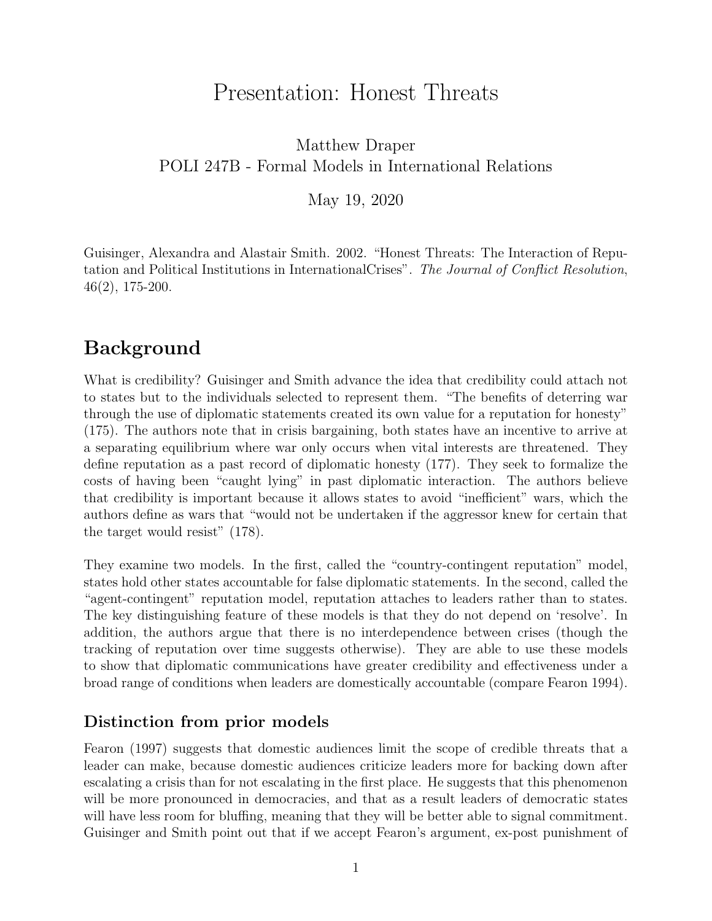# Presentation: Honest Threats

Matthew Draper
POLI 247B - Formal Models in International Relations

May 19, 2020

Guisinger, Alexandra and Alastair Smith. 2002. "Honest Threats: The Interaction of Reputation and Political Institutions in InternationalCrises". *The Journal of Conflict Resolution*, 46(2), 175-200.

## Background

What is credibility? Guisinger and Smith advance the idea that credibility could attach not to states but to the individuals selected to represent them. "The benefits of deterring war through the use of diplomatic statements created its own value for a reputation for honesty" (175). The authors note that in crisis bargaining, both states have an incentive to arrive at a separating equilibrium where war only occurs when vital interests are threatened. They define reputation as a past record of diplomatic honesty (177). They seek to formalize the costs of having been "caught lying" in past diplomatic interaction. The authors believe that credibility is important because it allows states to avoid "inefficient" wars, which the authors define as wars that "would not be undertaken if the aggressor knew for certain that the target would resist" (178).

They examine two models. In the first, called the "country-contingent reputation" model, states hold other states accountable for false diplomatic statements. In the second, called the "agent-contingent" reputation model, reputation attaches to leaders rather than to states. The key distinguishing feature of these models is that they do not depend on 'resolve'. In addition, the authors argue that there is no interdependence between crises (though the tracking of reputation over time suggests otherwise). They are able to use these models to show that diplomatic communications have greater credibility and effectiveness under a broad range of conditions when leaders are domestically accountable (compare Fearon 1994).

### Distinction from prior models

Fearon (1997) suggests that domestic audiences limit the scope of credible threats that a leader can make, because domestic audiences criticize leaders more for backing down after escalating a crisis than for not escalating in the first place. He suggests that this phenomenon will be more pronounced in democracies, and that as a result leaders of democratic states will have less room for bluffing, meaning that they will be better able to signal commitment. Guisinger and Smith point out that if we accept Fearon's argument, ex-post punishment of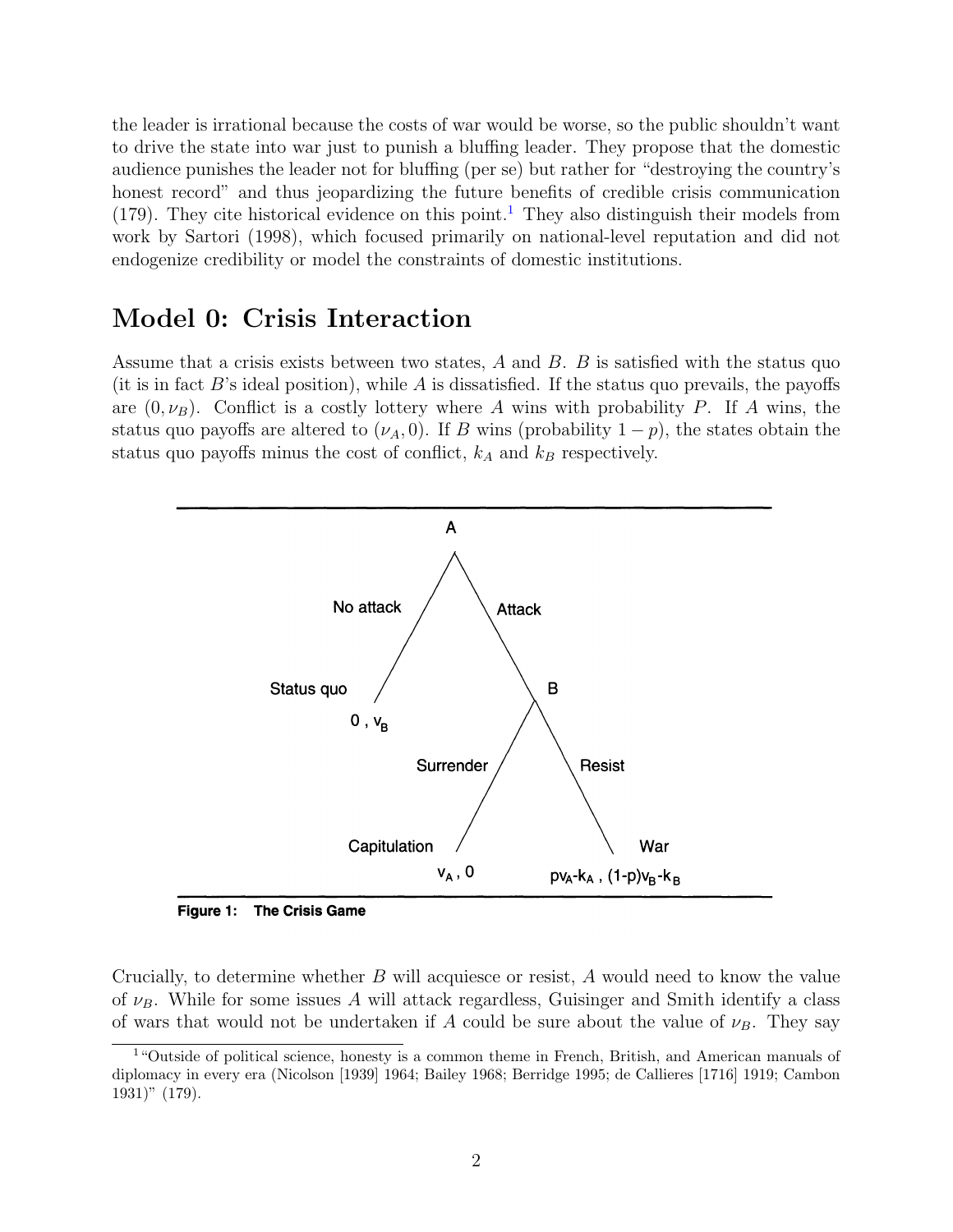the leader is irrational because the costs of war would be worse, so the public shouldn't want to drive the state into war just to punish a bluffing leader. They propose that the domestic audience punishes the leader not for bluffing (per se) but rather for "destroying the country's honest record" and thus jeopardizing the future benefits of credible crisis communication (179). They cite historical evidence on this point.[1] They also distinguish their models from work by Sartori (1998), which focused primarily on national-level reputation and did not endogenize credibility or model the constraints of domestic institutions.

## Model 0: Crisis Interaction

Assume that a crisis exists between two states, $A$ and $B$. $B$ is satisfied with the status quo (it is in fact $B$'s ideal position), while $A$ is dissatisfied. If the status quo prevails, the payoffs are $(0, \nu_B)$. Conflict is a costly lottery where $A$ wins with probability $P$. If $A$ wins, the status quo payoffs are altered to $(\nu_A, 0)$. If $B$ wins (probability $1-p$), the states obtain the status quo payoffs minus the cost of conflict, $k_A$ and $k_B$ respectively.

A

No attack — Status quo: $0, v_B$

Attack — B

Surrender — Capitulation: $v_A, 0$

Resist — War: $pv_A - k_A, (1-p)v_B - k_B$

**Figure 1: The Crisis Game**

Crucially, to determine whether $B$ will acquiesce or resist, $A$ would need to know the value of $\nu_B$. While for some issues $A$ will attack regardless, Guisinger and Smith identify a class of wars that would not be undertaken if $A$ could be sure about the value of $\nu_B$. They say

[1] "Outside of political science, honesty is a common theme in French, British, and American manuals of diplomacy in every era (Nicolson [1939] 1964; Bailey 1968; Berridge 1995; de Callieres [1716] 1919; Cambon 1931)" (179).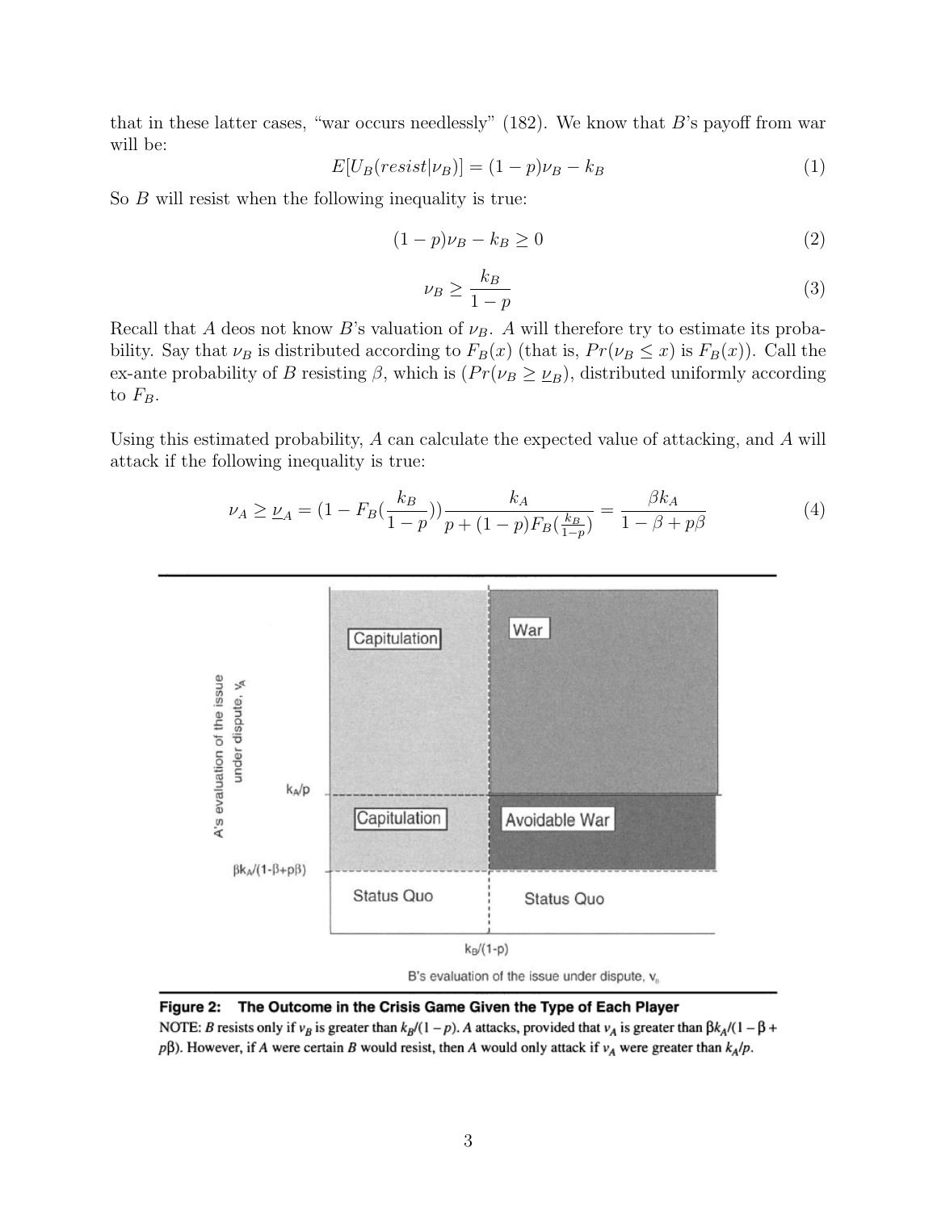that in these latter cases, "war occurs needlessly" (182). We know that $B$'s payoff from war will be:

$$E[U_B(resist|\nu_B)] = (1-p)\nu_B - k_B \tag{1}$$

So $B$ will resist when the following inequality is true:

$$(1-p)\nu_B - k_B \geq 0 \tag{2}$$

$$\nu_B \geq \frac{k_B}{1-p} \tag{3}$$

Recall that $A$ deos not know $B$'s valuation of $\nu_B$. $A$ will therefore try to estimate its probability. Say that $\nu_B$ is distributed according to $F_B(x)$ (that is, $Pr(\nu_B \leq x)$ is $F_B(x)$). Call the ex-ante probability of $B$ resisting $\beta$, which is $(Pr(\nu_B \geq \underline{\nu}_B)$, distributed uniformly according to $F_B$.

Using this estimated probability, $A$ can calculate the expected value of attacking, and $A$ will attack if the following inequality is true:

$$\nu_A \geq \underline{\nu}_A = (1 - F_B(\frac{k_B}{1-p}))\frac{k_A}{p + (1-p)F_B(\frac{k_B}{1-p})} = \frac{\beta k_A}{1 - \beta + p\beta} \tag{4}$$

**Figure 2: The Outcome in the Crisis Game Given the Type of Each Player**

NOTE: $B$ resists only if $v_B$ is greater than $k_B/(1-p)$. $A$ attacks, provided that $v_A$ is greater than $\beta k_A/(1-\beta+p\beta)$. However, if $A$ were certain $B$ would resist, then $A$ would only attack if $v_A$ were greater than $k_A/p$.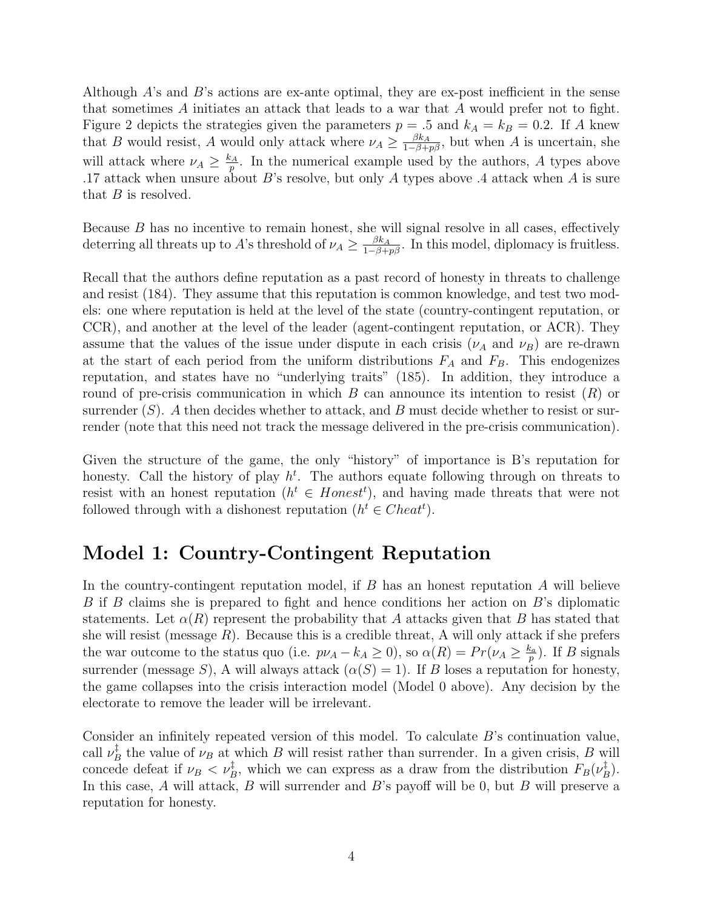Although $A$'s and $B$'s actions are ex-ante optimal, they are ex-post inefficient in the sense that sometimes $A$ initiates an attack that leads to a war that $A$ would prefer not to fight. Figure 2 depicts the strategies given the parameters $p = .5$ and $k_A = k_B = 0.2$. If $A$ knew that $B$ would resist, $A$ would only attack where $\nu_A \geq \frac{\beta k_A}{1-\beta+p\beta}$, but when $A$ is uncertain, she will attack where $\nu_A \geq \frac{k_A}{p}$. In the numerical example used by the authors, $A$ types above .17 attack when unsure about $B$'s resolve, but only $A$ types above .4 attack when $A$ is sure that $B$ is resolved.

Because $B$ has no incentive to remain honest, she will signal resolve in all cases, effectively deterring all threats up to $A$'s threshold of $\nu_A \geq \frac{\beta k_A}{1-\beta+p\beta}$. In this model, diplomacy is fruitless.

Recall that the authors define reputation as a past record of honesty in threats to challenge and resist (184). They assume that this reputation is common knowledge, and test two models: one where reputation is held at the level of the state (country-contingent reputation, or CCR), and another at the level of the leader (agent-contingent reputation, or ACR). They assume that the values of the issue under dispute in each crisis ($\nu_A$ and $\nu_B$) are re-drawn at the start of each period from the uniform distributions $F_A$ and $F_B$. This endogenizes reputation, and states have no "underlying traits" (185). In addition, they introduce a round of pre-crisis communication in which $B$ can announce its intention to resist ($R$) or surrender ($S$). $A$ then decides whether to attack, and $B$ must decide whether to resist or surrender (note that this need not track the message delivered in the pre-crisis communication).

Given the structure of the game, the only "history" of importance is B's reputation for honesty. Call the history of play $h^t$. The authors equate following through on threats to resist with an honest reputation ($h^t \in Honest^t$), and having made threats that were not followed through with a dishonest reputation ($h^t \in Cheat^t$).

## Model 1: Country-Contingent Reputation

In the country-contingent reputation model, if $B$ has an honest reputation $A$ will believe $B$ if $B$ claims she is prepared to fight and hence conditions her action on $B$'s diplomatic statements. Let $\alpha(R)$ represent the probability that $A$ attacks given that $B$ has stated that she will resist (message $R$). Because this is a credible threat, A will only attack if she prefers the war outcome to the status quo (i.e. $p\nu_A - k_A \geq 0$), so $\alpha(R) = Pr(\nu_A \geq \frac{k_a}{p})$. If $B$ signals surrender (message $S$), A will always attack ($\alpha(S) = 1$). If $B$ loses a reputation for honesty, the game collapses into the crisis interaction model (Model 0 above). Any decision by the electorate to remove the leader will be irrelevant.

Consider an infinitely repeated version of this model. To calculate $B$'s continuation value, call $\nu_B^\ddagger$ the value of $\nu_B$ at which $B$ will resist rather than surrender. In a given crisis, $B$ will concede defeat if $\nu_B < \nu_B^\ddagger$, which we can express as a draw from the distribution $F_B(\nu_B^\ddagger)$. In this case, $A$ will attack, $B$ will surrender and $B$'s payoff will be 0, but $B$ will preserve a reputation for honesty.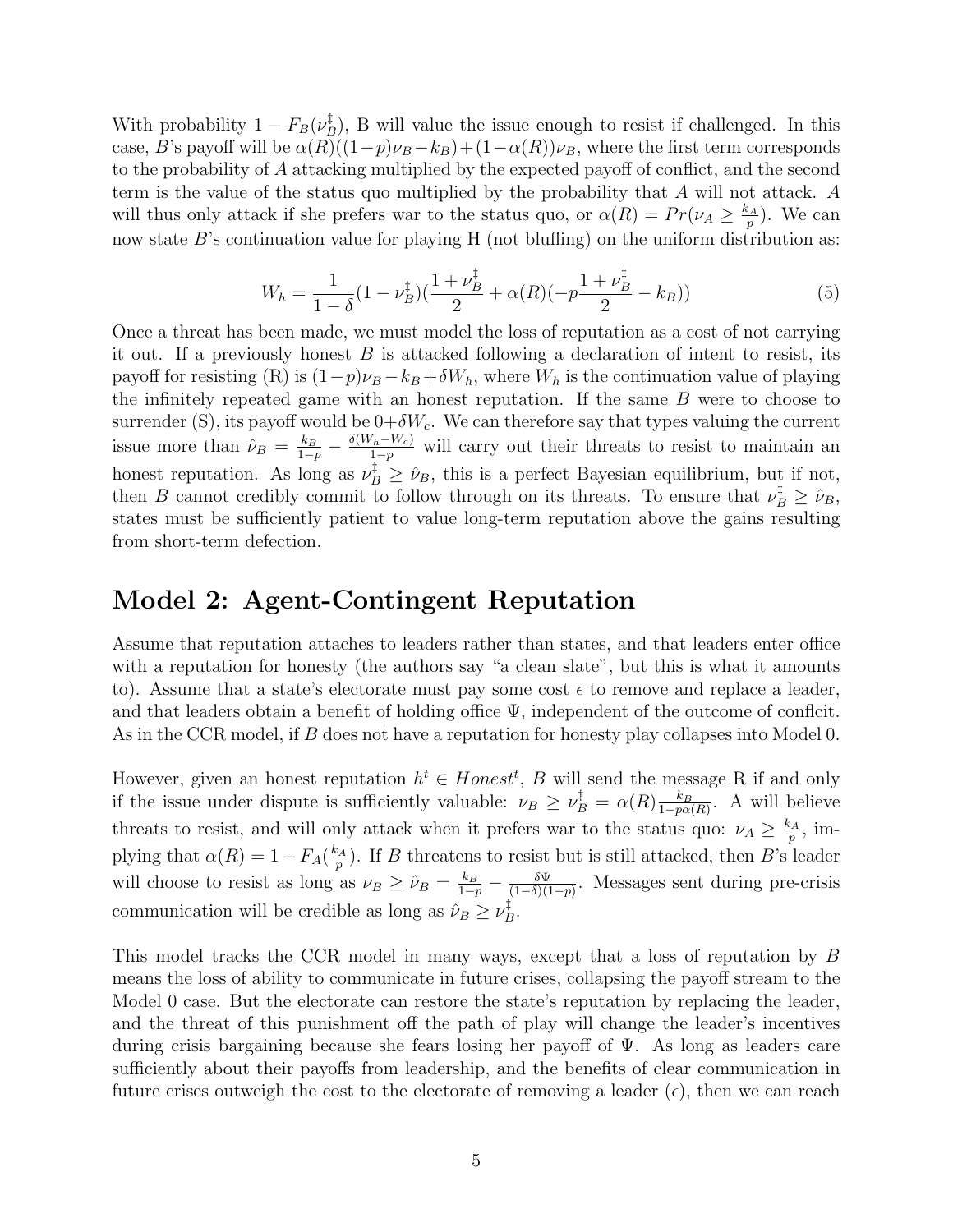With probability $1 - F_B(\nu_B^{\ddagger})$, B will value the issue enough to resist if challenged. In this case, $B$'s payoff will be $\alpha(R)((1-p)\nu_B - k_B) + (1-\alpha(R))\nu_B$, where the first term corresponds to the probability of $A$ attacking multiplied by the expected payoff of conflict, and the second term is the value of the status quo multiplied by the probability that $A$ will not attack. $A$ will thus only attack if she prefers war to the status quo, or $\alpha(R) = Pr(\nu_A \geq \frac{k_A}{p})$. We can now state $B$'s continuation value for playing H (not bluffing) on the uniform distribution as:

$$W_h = \frac{1}{1-\delta}(1-\nu_B^{\ddagger})(\frac{1+\nu_B^{\ddagger}}{2} + \alpha(R)(-p\frac{1+\nu_B^{\ddagger}}{2} - k_B)) \tag{5}$$

Once a threat has been made, we must model the loss of reputation as a cost of not carrying it out. If a previously honest $B$ is attacked following a declaration of intent to resist, its payoff for resisting (R) is $(1-p)\nu_B - k_B + \delta W_h$, where $W_h$ is the continuation value of playing the infinitely repeated game with an honest reputation. If the same $B$ were to choose to surrender (S), its payoff would be $0 + \delta W_c$. We can therefore say that types valuing the current issue more than $\hat{\nu}_B = \frac{k_B}{1-p} - \frac{\delta(W_h - W_c)}{1-p}$ will carry out their threats to resist to maintain an honest reputation. As long as $\nu_B^{\ddagger} \geq \hat{\nu}_B$, this is a perfect Bayesian equilibrium, but if not, then $B$ cannot credibly commit to follow through on its threats. To ensure that $\nu_B^{\ddagger} \geq \hat{\nu}_B$, states must be sufficiently patient to value long-term reputation above the gains resulting from short-term defection.

## Model 2: Agent-Contingent Reputation

Assume that reputation attaches to leaders rather than states, and that leaders enter office with a reputation for honesty (the authors say "a clean slate", but this is what it amounts to). Assume that a state's electorate must pay some cost $\epsilon$ to remove and replace a leader, and that leaders obtain a benefit of holding office $\Psi$, independent of the outcome of conflcit. As in the CCR model, if $B$ does not have a reputation for honesty play collapses into Model 0.

However, given an honest reputation $h^t \in Honest^t$, $B$ will send the message R if and only if the issue under dispute is sufficiently valuable: $\nu_B \geq \nu_B^{\ddagger} = \alpha(R)\frac{k_B}{1-p\alpha(R)}$. A will believe threats to resist, and will only attack when it prefers war to the status quo: $\nu_A \geq \frac{k_A}{p}$, implying that $\alpha(R) = 1 - F_A(\frac{k_A}{p})$. If $B$ threatens to resist but is still attacked, then $B$'s leader will choose to resist as long as $\nu_B \geq \hat{\nu}_B = \frac{k_B}{1-p} - \frac{\delta\Psi}{(1-\delta)(1-p)}$. Messages sent during pre-crisis communication will be credible as long as $\hat{\nu}_B \geq \nu_B^{\ddagger}$.

This model tracks the CCR model in many ways, except that a loss of reputation by $B$ means the loss of ability to communicate in future crises, collapsing the payoff stream to the Model 0 case. But the electorate can restore the state's reputation by replacing the leader, and the threat of this punishment off the path of play will change the leader's incentives during crisis bargaining because she fears losing her payoff of $\Psi$. As long as leaders care sufficiently about their payoffs from leadership, and the benefits of clear communication in future crises outweigh the cost to the electorate of removing a leader ($\epsilon$), then we can reach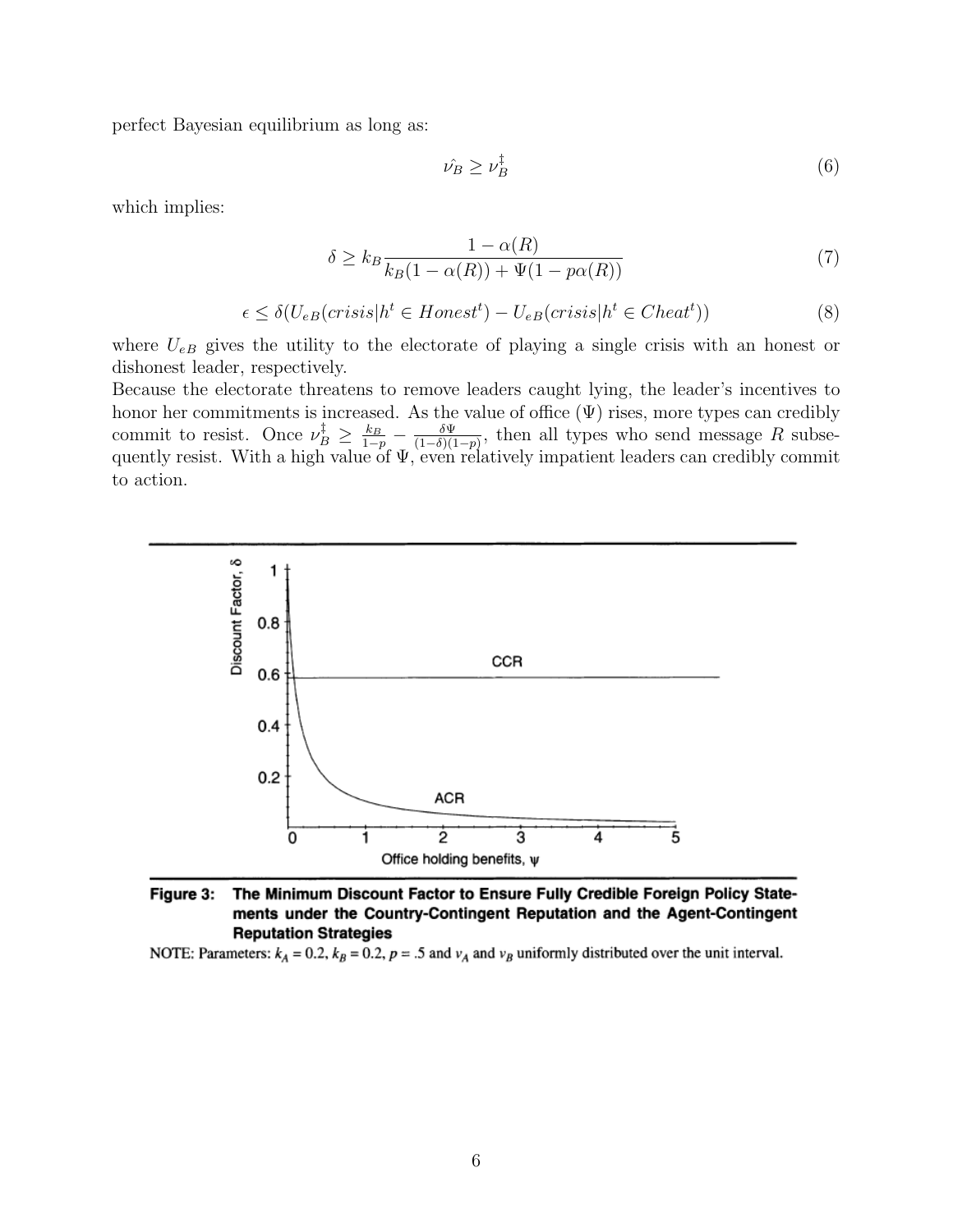perfect Bayesian equilibrium as long as:

$$\hat{\nu_B} \geq \nu_B^{\ddagger} \tag{6}$$

which implies:

$$\delta \geq k_B \frac{1-\alpha(R)}{k_B(1-\alpha(R)) + \Psi(1-p\alpha(R))} \tag{7}$$

$$\epsilon \leq \delta(U_{eB}(crisis|h^t \in Honest^t) - U_{eB}(crisis|h^t \in Cheat^t)) \tag{8}$$

where $U_{eB}$ gives the utility to the electorate of playing a single crisis with an honest or dishonest leader, respectively.

Because the electorate threatens to remove leaders caught lying, the leader's incentives to honor her commitments is increased. As the value of office ($\Psi$) rises, more types can credibly commit to resist. Once $\nu_B^{\ddagger} \geq \frac{k_B}{1-p} - \frac{\delta\Psi}{(1-\delta)(1-p)}$, then all types who send message $R$ subsequently resist. With a high value of $\Psi$, even relatively impatient leaders can credibly commit to action.

**Figure 3: The Minimum Discount Factor to Ensure Fully Credible Foreign Policy Statements under the Country-Contingent Reputation and the Agent-Contingent Reputation Strategies**

NOTE: Parameters: $k_A = 0.2$, $k_B = 0.2$, $p = .5$ and $v_A$ and $v_B$ uniformly distributed over the unit interval.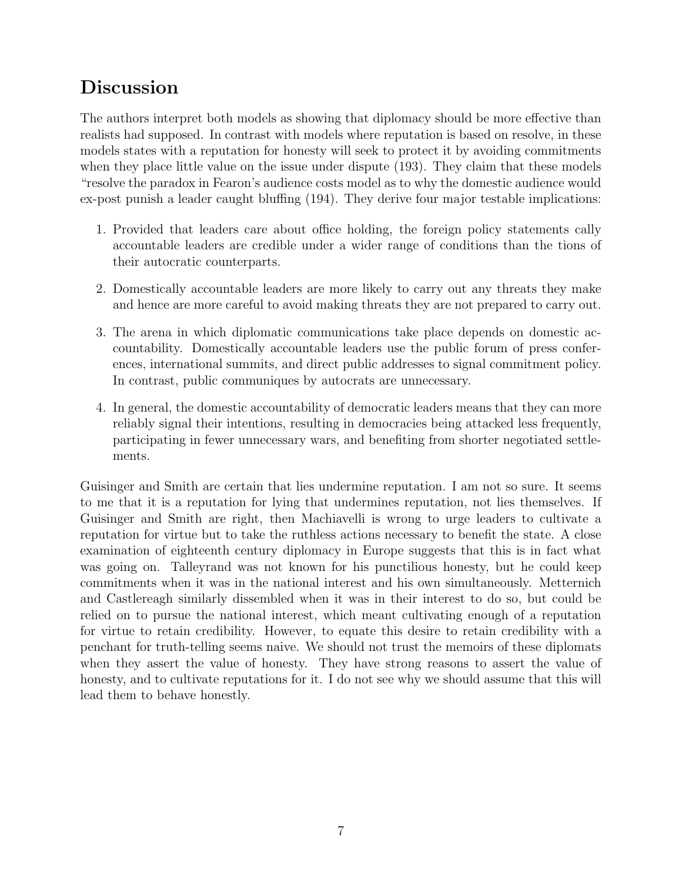## Discussion

The authors interpret both models as showing that diplomacy should be more effective than realists had supposed. In contrast with models where reputation is based on resolve, in these models states with a reputation for honesty will seek to protect it by avoiding commitments when they place little value on the issue under dispute (193). They claim that these models "resolve the paradox in Fearon's audience costs model as to why the domestic audience would ex-post punish a leader caught bluffing (194). They derive four major testable implications:

1. Provided that leaders care about office holding, the foreign policy statements cally accountable leaders are credible under a wider range of conditions than the tions of their autocratic counterparts.
2. Domestically accountable leaders are more likely to carry out any threats they make and hence are more careful to avoid making threats they are not prepared to carry out.
3. The arena in which diplomatic communications take place depends on domestic accountability. Domestically accountable leaders use the public forum of press conferences, international summits, and direct public addresses to signal commitment policy. In contrast, public communiques by autocrats are unnecessary.
4. In general, the domestic accountability of democratic leaders means that they can more reliably signal their intentions, resulting in democracies being attacked less frequently, participating in fewer unnecessary wars, and benefiting from shorter negotiated settlements.

Guisinger and Smith are certain that lies undermine reputation. I am not so sure. It seems to me that it is a reputation for lying that undermines reputation, not lies themselves. If Guisinger and Smith are right, then Machiavelli is wrong to urge leaders to cultivate a reputation for virtue but to take the ruthless actions necessary to benefit the state. A close examination of eighteenth century diplomacy in Europe suggests that this is in fact what was going on. Talleyrand was not known for his punctilious honesty, but he could keep commitments when it was in the national interest and his own simultaneously. Metternich and Castlereagh similarly dissembled when it was in their interest to do so, but could be relied on to pursue the national interest, which meant cultivating enough of a reputation for virtue to retain credibility. However, to equate this desire to retain credibility with a penchant for truth-telling seems naive. We should not trust the memoirs of these diplomats when they assert the value of honesty. They have strong reasons to assert the value of honesty, and to cultivate reputations for it. I do not see why we should assume that this will lead them to behave honestly.